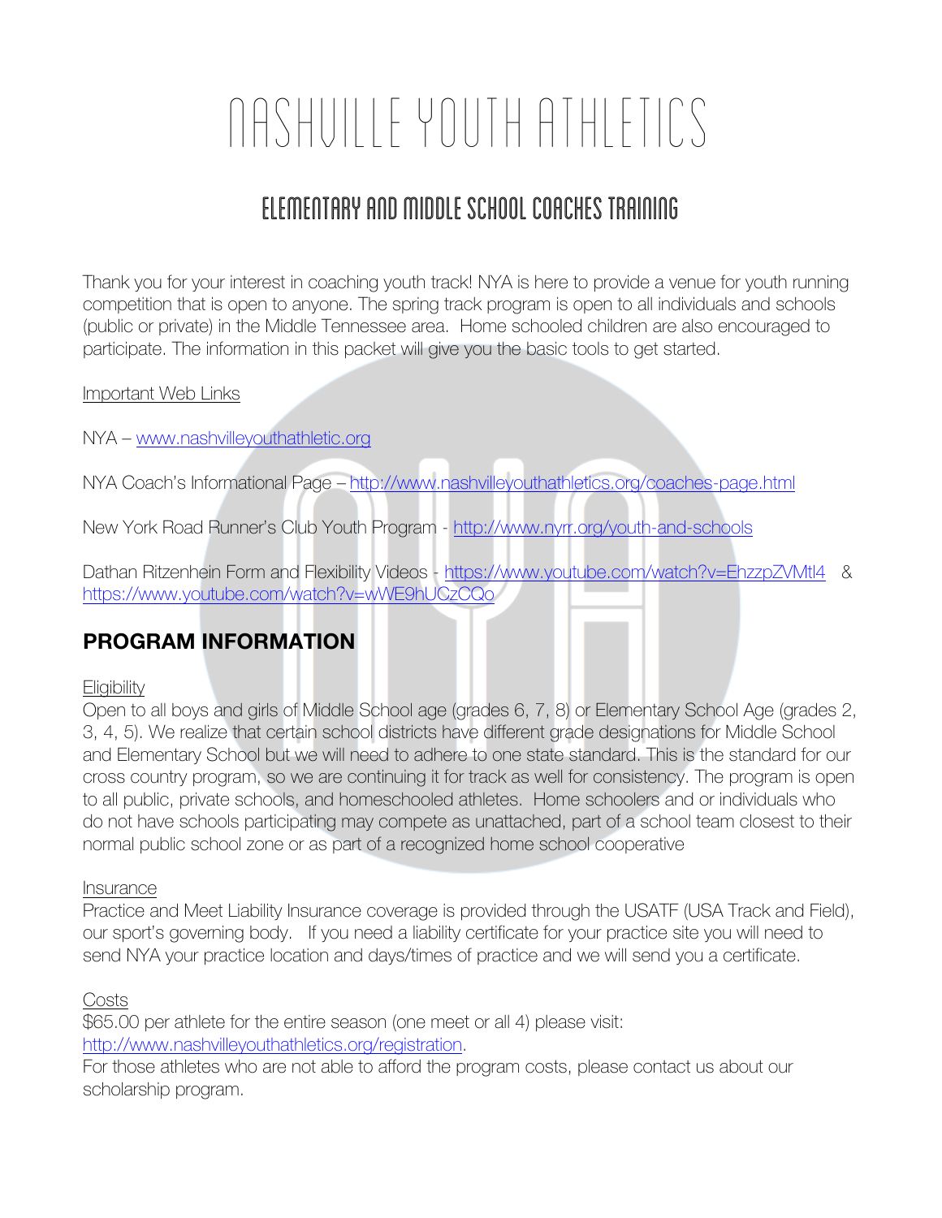# NASHVILLE YOUTH ATHLETICS

## ELEMENTARY AND MIDDLE SCHOOL COACHES TRAINING

Thank you for your interest in coaching youth track! NYA is here to provide a venue for youth running competition that is open to anyone. The spring track program is open to all individuals and schools (public or private) in the Middle Tennessee area. Home schooled children are also encouraged to participate. The information in this packet will give you the basic tools to get started.

Important Web Links

NYA – www.nashvilleyouthathletic.org

NYA Coach's Informational Page – http://www.nashvilleyouthathletics.org/coaches-page.html

New York Road Runner's Club Youth Program - http://www.nyrr.org/youth-and-schools

Dathan Ritzenhein Form and Flexibility Videos - https://www.youtube.com/watch?v=EhzzpZVMtl4 & https://www.youtube.com/watch?v=wWE9hUCzCQo

## PROGRAM INFORMATION

Eligibility

Open to all boys and girls of Middle School age (grades 6, 7, 8) or Elementary School Age (grades 2, 3, 4, 5). We realize that certain school districts have different grade designations for Middle School and Elementary School but we will need to adhere to one state standard. This is the standard for our cross country program, so we are continuing it for track as well for consistency. The program is open to all public, private schools, and homeschooled athletes. Home schoolers and or individuals who do not have schools participating may compete as unattached, part of a school team closest to their normal public school zone or as part of a recognized home school cooperative

Insurance

Practice and Meet Liability Insurance coverage is provided through the USATF (USA Track and Field), our sport's governing body. If you need a liability certificate for your practice site you will need to send NYA your practice location and days/times of practice and we will send you a certificate.

Costs

$65.00 per athlete for the entire season (one meet or all 4) please visit: http://www.nashvilleyouthathletics.org/registration.

For those athletes who are not able to afford the program costs, please contact us about our scholarship program.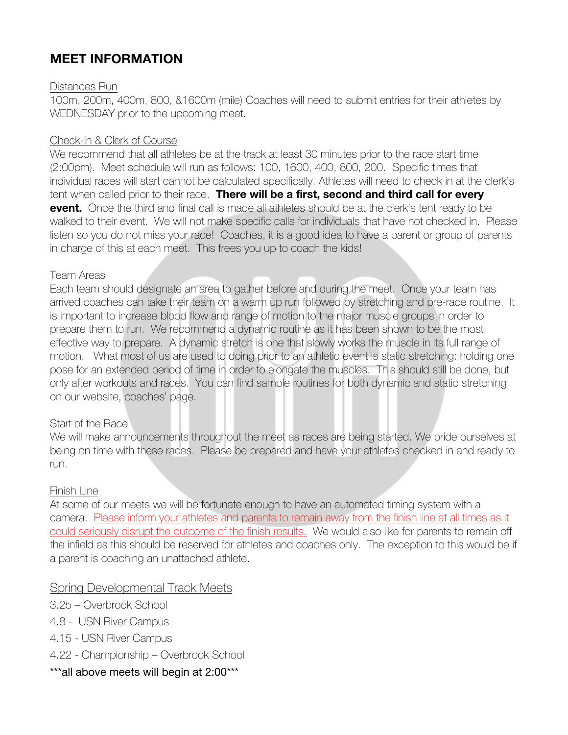# MEET INFORMATION

Distances Run

100m, 200m, 400m, 800, &1600m (mile) Coaches will need to submit entries for their athletes by WEDNESDAY prior to the upcoming meet.

Check-In & Clerk of Course

We recommend that all athletes be at the track at least 30 minutes prior to the race start time (2:00pm). Meet schedule will run as follows: 100, 1600, 400, 800, 200. Specific times that individual races will start cannot be calculated specifically. Athletes will need to check in at the clerk's tent when called prior to their race. **There will be a first, second and third call for every event.** Once the third and final call is made all athletes should be at the clerk's tent ready to be walked to their event. We will not make specific calls for individuals that have not checked in. Please listen so you do not miss your race! Coaches, it is a good idea to have a parent or group of parents in charge of this at each meet. This frees you up to coach the kids!

Team Areas

Each team should designate an area to gather before and during the meet. Once your team has arrived coaches can take their team on a warm up run followed by stretching and pre-race routine. It is important to increase blood flow and range of motion to the major muscle groups in order to prepare them to run. We recommend a dynamic routine as it has been shown to be the most effective way to prepare. A dynamic stretch is one that slowly works the muscle in its full range of motion. What most of us are used to doing prior to an athletic event is static stretching: holding one pose for an extended period of time in order to elongate the muscles. This should still be done, but only after workouts and races. You can find sample routines for both dynamic and static stretching on our website, coaches' page.

Start of the Race

We will make announcements throughout the meet as races are being started. We pride ourselves at being on time with these races. Please be prepared and have your athletes checked in and ready to run.

Finish Line

At some of our meets we will be fortunate enough to have an automated timing system with a camera. Please inform your athletes and parents to remain away from the finish line at all times as it could seriously disrupt the outcome of the finish results. We would also like for parents to remain off the infield as this should be reserved for athletes and coaches only. The exception to this would be if a parent is coaching an unattached athlete.

Spring Developmental Track Meets

3.25 – Overbrook School

4.8 - USN River Campus

4.15 - USN River Campus

4.22 - Championship – Overbrook School

***all above meets will begin at 2:00***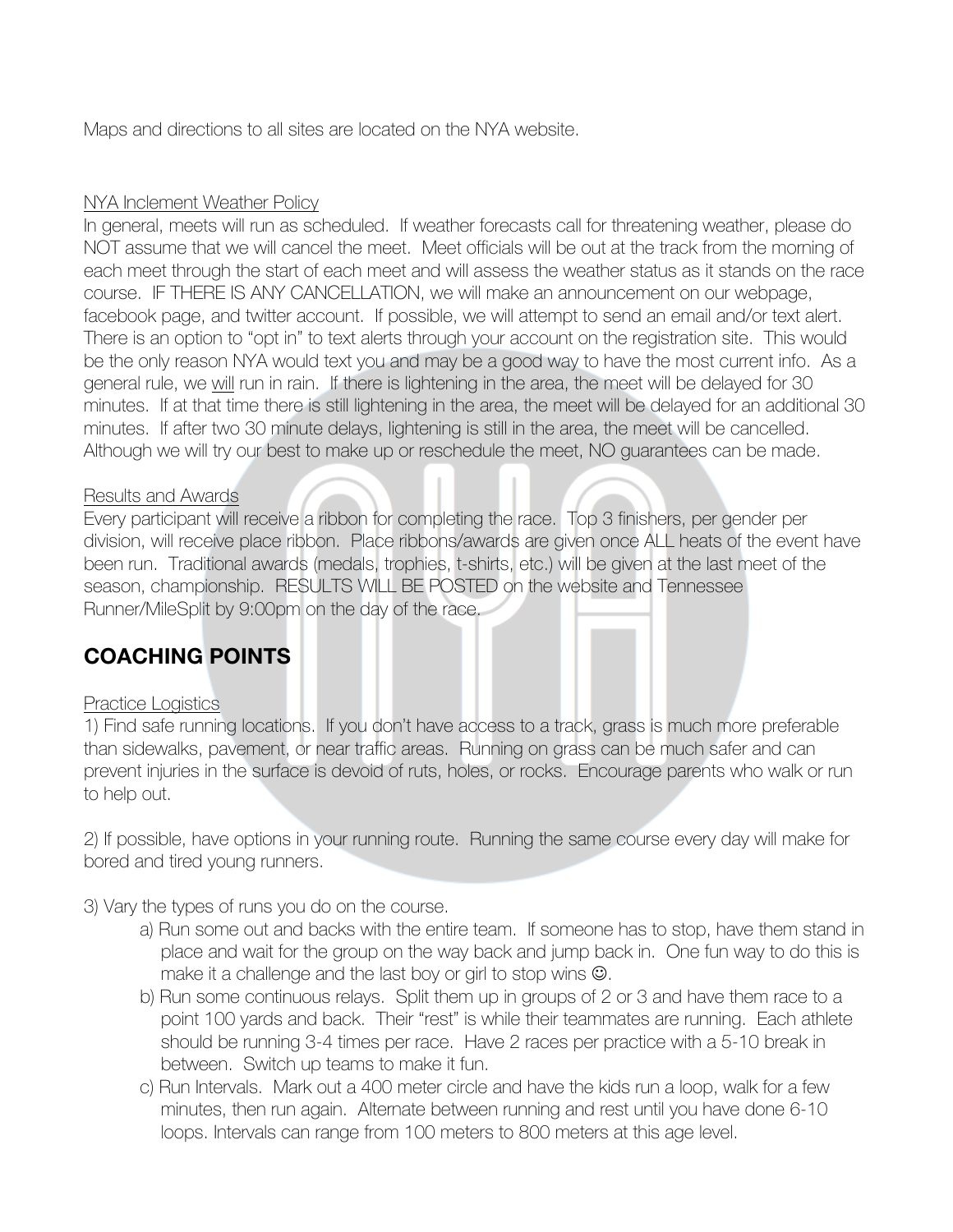Maps and directions to all sites are located on the NYA website.

NYA Inclement Weather Policy

In general, meets will run as scheduled. If weather forecasts call for threatening weather, please do NOT assume that we will cancel the meet. Meet officials will be out at the track from the morning of each meet through the start of each meet and will assess the weather status as it stands on the race course. IF THERE IS ANY CANCELLATION, we will make an announcement on our webpage, facebook page, and twitter account. If possible, we will attempt to send an email and/or text alert. There is an option to "opt in" to text alerts through your account on the registration site. This would be the only reason NYA would text you and may be a good way to have the most current info. As a general rule, we will run in rain. If there is lightening in the area, the meet will be delayed for 30 minutes. If at that time there is still lightening in the area, the meet will be delayed for an additional 30 minutes. If after two 30 minute delays, lightening is still in the area, the meet will be cancelled. Although we will try our best to make up or reschedule the meet, NO guarantees can be made.

Results and Awards

Every participant will receive a ribbon for completing the race. Top 3 finishers, per gender per division, will receive place ribbon. Place ribbons/awards are given once ALL heats of the event have been run. Traditional awards (medals, trophies, t-shirts, etc.) will be given at the last meet of the season, championship. RESULTS WILL BE POSTED on the website and Tennessee Runner/MileSplit by 9:00pm on the day of the race.

## COACHING POINTS

Practice Logistics

1) Find safe running locations. If you don't have access to a track, grass is much more preferable than sidewalks, pavement, or near traffic areas. Running on grass can be much safer and can prevent injuries in the surface is devoid of ruts, holes, or rocks. Encourage parents who walk or run to help out.

2) If possible, have options in your running route. Running the same course every day will make for bored and tired young runners.

3) Vary the types of runs you do on the course.
   - a) Run some out and backs with the entire team. If someone has to stop, have them stand in place and wait for the group on the way back and jump back in. One fun way to do this is make it a challenge and the last boy or girl to stop wins ☺.
   - b) Run some continuous relays. Split them up in groups of 2 or 3 and have them race to a point 100 yards and back. Their "rest" is while their teammates are running. Each athlete should be running 3-4 times per race. Have 2 races per practice with a 5-10 break in between. Switch up teams to make it fun.
   - c) Run Intervals. Mark out a 400 meter circle and have the kids run a loop, walk for a few minutes, then run again. Alternate between running and rest until you have done 6-10 loops. Intervals can range from 100 meters to 800 meters at this age level.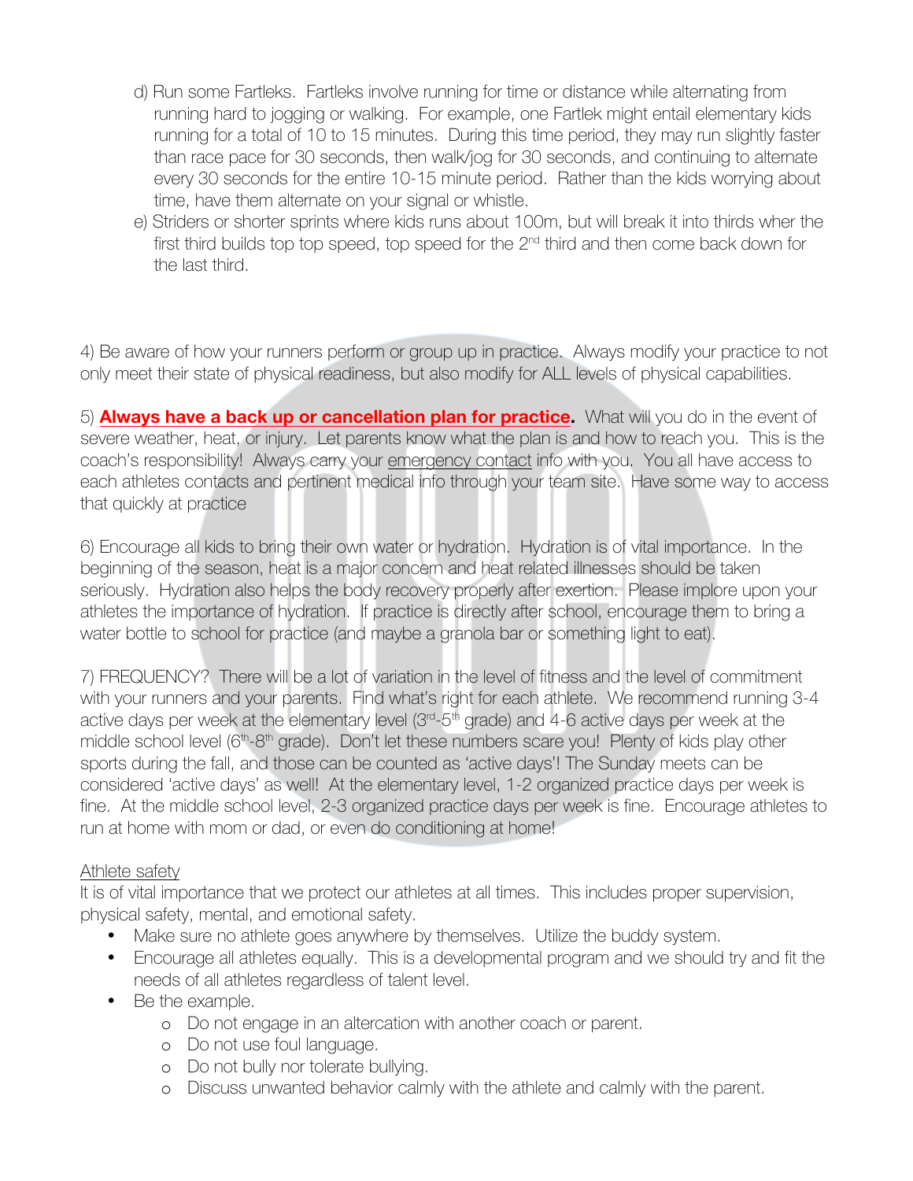d) Run some Fartleks. Fartleks involve running for time or distance while alternating from running hard to jogging or walking. For example, one Fartlek might entail elementary kids running for a total of 10 to 15 minutes. During this time period, they may run slightly faster than race pace for 30 seconds, then walk/jog for 30 seconds, and continuing to alternate every 30 seconds for the entire 10-15 minute period. Rather than the kids worrying about time, have them alternate on your signal or whistle.

e) Striders or shorter sprints where kids runs about 100m, but will break it into thirds wher the first third builds top top speed, top speed for the 2nd third and then come back down for the last third.

4) Be aware of how your runners perform or group up in practice. Always modify your practice to not only meet their state of physical readiness, but also modify for ALL levels of physical capabilities.

5) **Always have a back up or cancellation plan for practice.** What will you do in the event of severe weather, heat, or injury. Let parents know what the plan is and how to reach you. This is the coach's responsibility! Always carry your emergency contact info with you. You all have access to each athletes contacts and pertinent medical info through your team site. Have some way to access that quickly at practice

6) Encourage all kids to bring their own water or hydration. Hydration is of vital importance. In the beginning of the season, heat is a major concern and heat related illnesses should be taken seriously. Hydration also helps the body recovery properly after exertion. Please implore upon your athletes the importance of hydration. If practice is directly after school, encourage them to bring a water bottle to school for practice (and maybe a granola bar or something light to eat).

7) FREQUENCY? There will be a lot of variation in the level of fitness and the level of commitment with your runners and your parents. Find what's right for each athlete. We recommend running 3-4 active days per week at the elementary level (3rd-5th grade) and 4-6 active days per week at the middle school level (6th-8th grade). Don't let these numbers scare you! Plenty of kids play other sports during the fall, and those can be counted as 'active days'! The Sunday meets can be considered 'active days' as well! At the elementary level, 1-2 organized practice days per week is fine. At the middle school level, 2-3 organized practice days per week is fine. Encourage athletes to run at home with mom or dad, or even do conditioning at home!

Athlete safety

It is of vital importance that we protect our athletes at all times. This includes proper supervision, physical safety, mental, and emotional safety.

- Make sure no athlete goes anywhere by themselves. Utilize the buddy system.
- Encourage all athletes equally. This is a developmental program and we should try and fit the needs of all athletes regardless of talent level.
- Be the example.
    - Do not engage in an altercation with another coach or parent.
    - Do not use foul language.
    - Do not bully nor tolerate bullying.
    - Discuss unwanted behavior calmly with the athlete and calmly with the parent.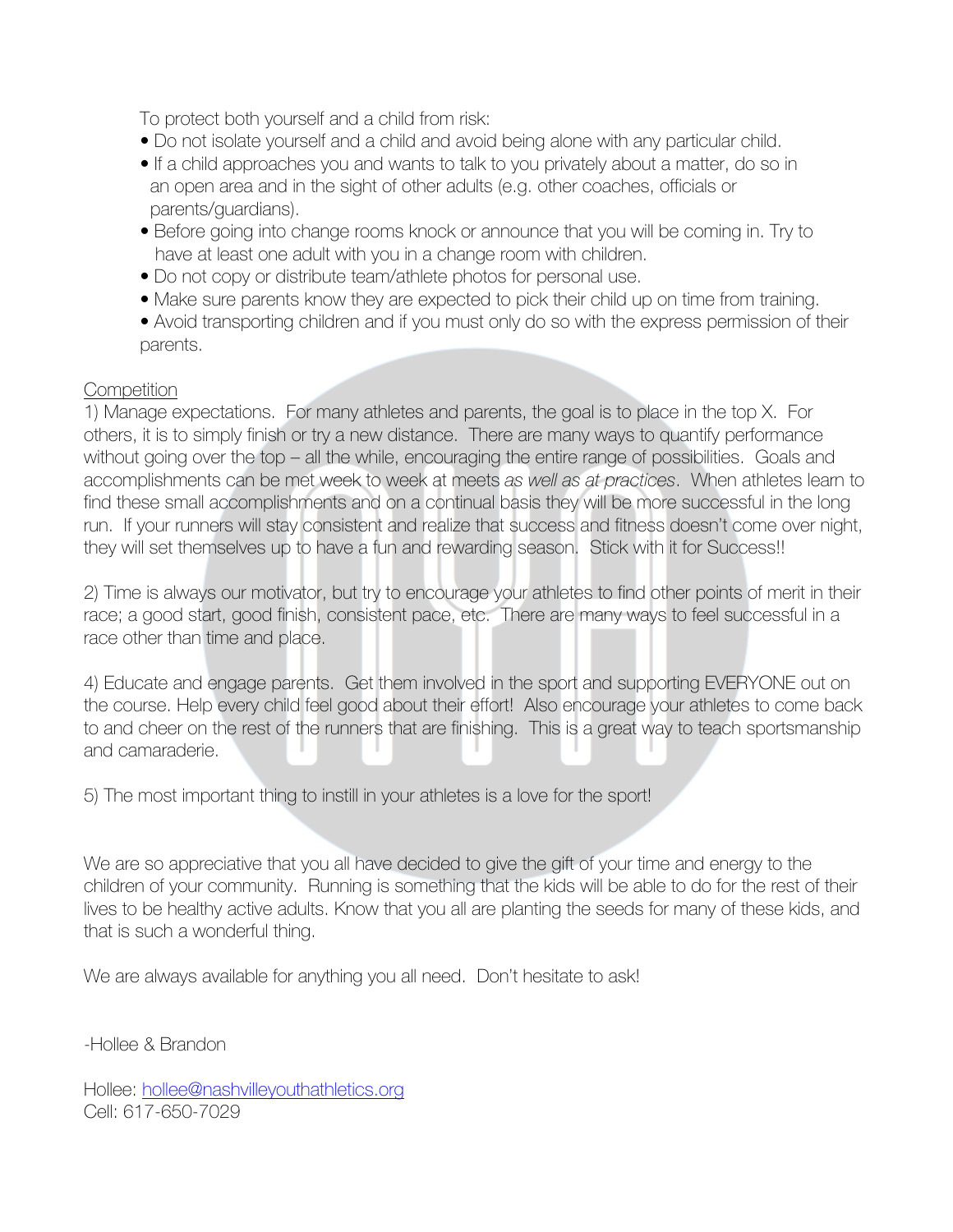To protect both yourself and a child from risk:

- Do not isolate yourself and a child and avoid being alone with any particular child.
- If a child approaches you and wants to talk to you privately about a matter, do so in an open area and in the sight of other adults (e.g. other coaches, officials or parents/guardians).
- Before going into change rooms knock or announce that you will be coming in. Try to have at least one adult with you in a change room with children.
- Do not copy or distribute team/athlete photos for personal use.
- Make sure parents know they are expected to pick their child up on time from training.
- Avoid transporting children and if you must only do so with the express permission of their parents.

<u>Competition</u>

1) Manage expectations. For many athletes and parents, the goal is to place in the top X. For others, it is to simply finish or try a new distance. There are many ways to quantify performance without going over the top – all the while, encouraging the entire range of possibilities. Goals and accomplishments can be met week to week at meets *as well as at practices*. When athletes learn to find these small accomplishments and on a continual basis they will be more successful in the long run. If your runners will stay consistent and realize that success and fitness doesn't come over night, they will set themselves up to have a fun and rewarding season. Stick with it for Success!!

2) Time is always our motivator, but try to encourage your athletes to find other points of merit in their race; a good start, good finish, consistent pace, etc. There are many ways to feel successful in a race other than time and place.

4) Educate and engage parents. Get them involved in the sport and supporting EVERYONE out on the course. Help every child feel good about their effort! Also encourage your athletes to come back to and cheer on the rest of the runners that are finishing. This is a great way to teach sportsmanship and camaraderie.

5) The most important thing to instill in your athletes is a love for the sport!

We are so appreciative that you all have decided to give the gift of your time and energy to the children of your community. Running is something that the kids will be able to do for the rest of their lives to be healthy active adults. Know that you all are planting the seeds for many of these kids, and that is such a wonderful thing.

We are always available for anything you all need. Don't hesitate to ask!

-Hollee & Brandon

Hollee: hollee@nashvilleyouthathletics.org
Cell: 617-650-7029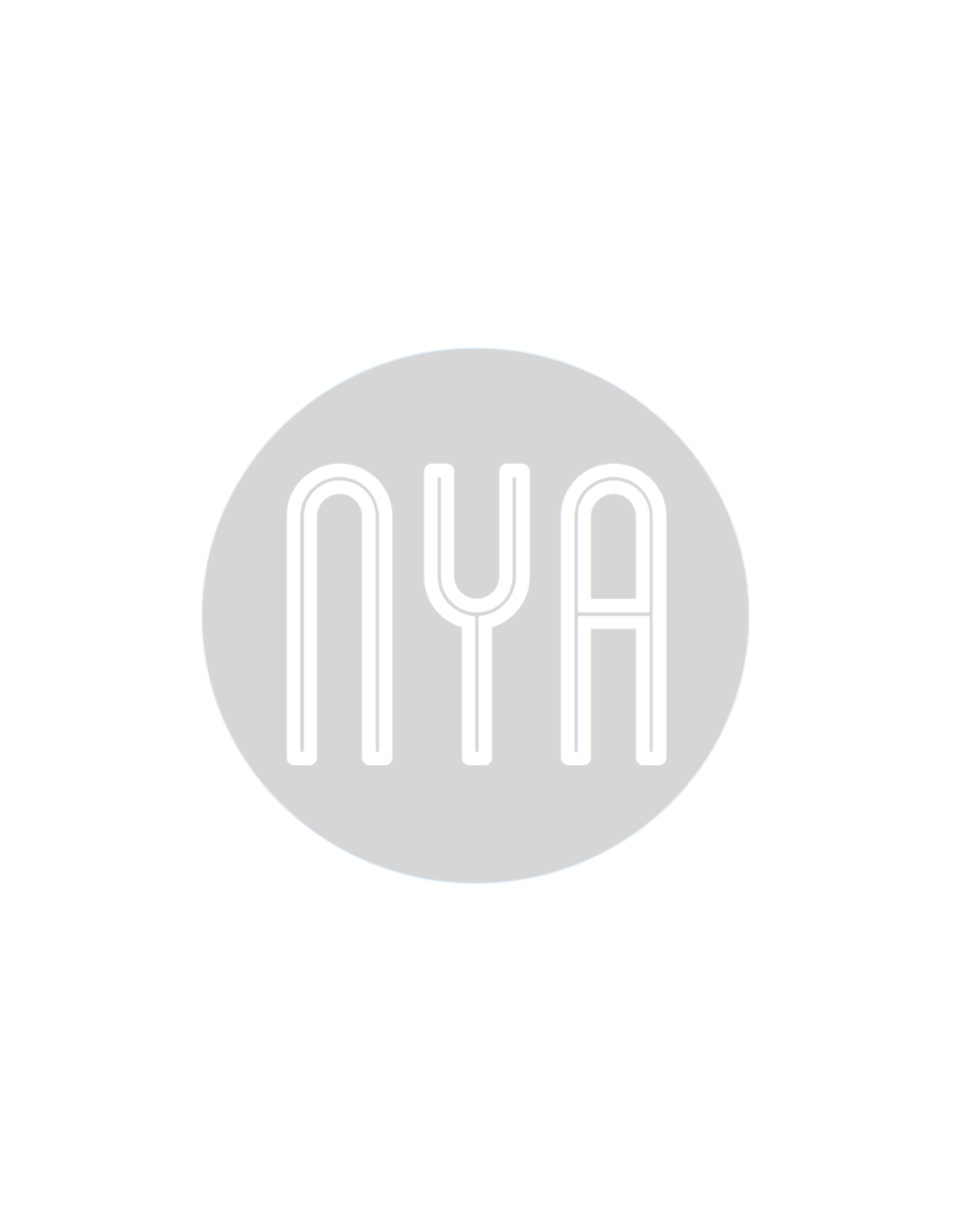NYA